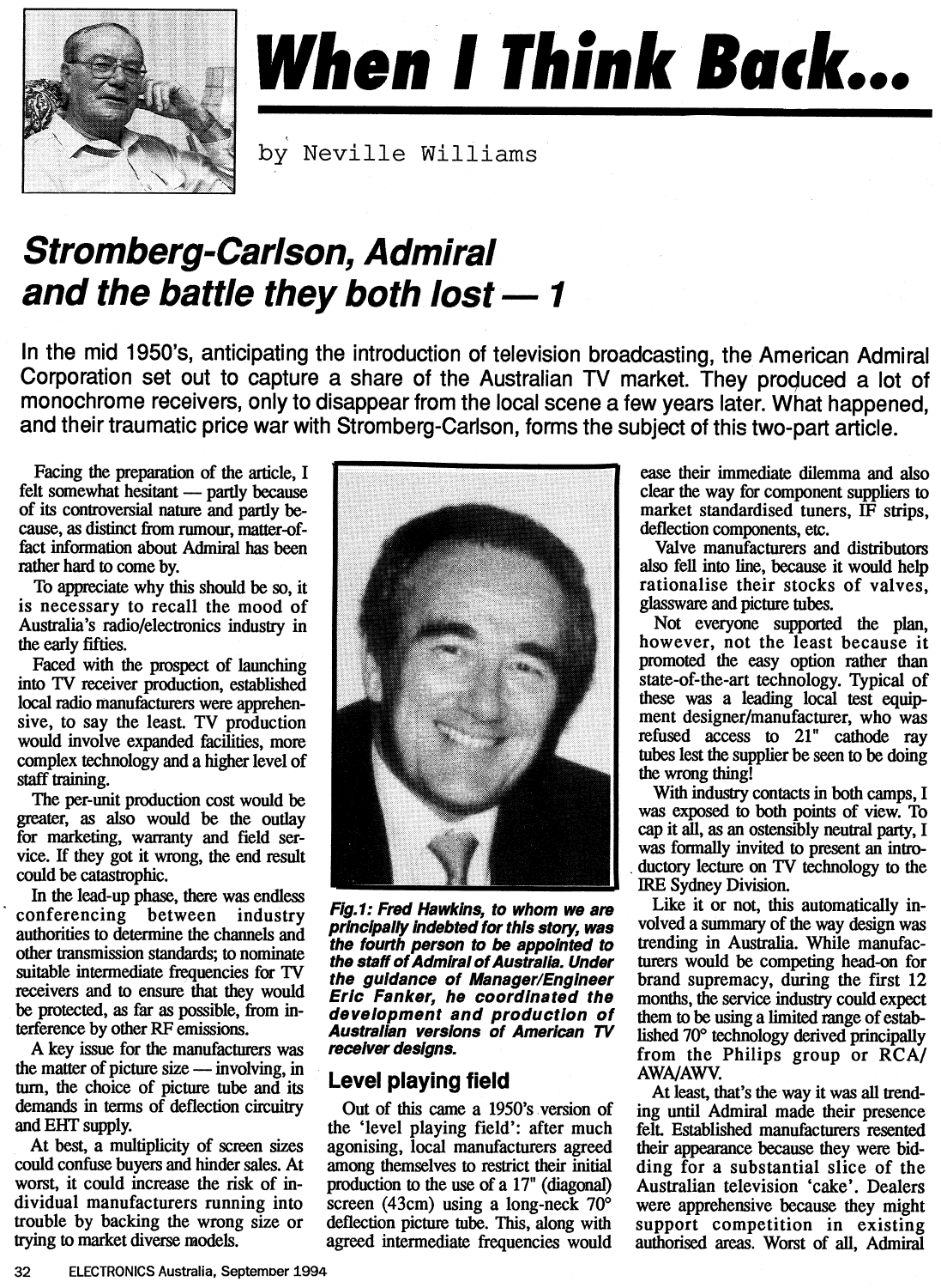# When I Think Back...

by Neville Williams

## Stromberg-Carlson, Admiral and the battle they both lost — 1

**In the mid 1950's, anticipating the introduction of television broadcasting, the American Admiral Corporation set out to capture a share of the Australian TV market. They produced a lot of monochrome receivers, only to disappear from the local scene a few years later. What happened, and their traumatic price war with Stromberg-Carlson, forms the subject of this two-part article.**

Facing the preparation of the article, I felt somewhat hesitant — partly because of its controversial nature and partly because, as distinct from rumour, matter-of-fact information about Admiral has been rather hard to come by.

To appreciate why this should be so, it is necessary to recall the mood of Australia's radio/electronics industry in the early fifties.

Faced with the prospect of launching into TV receiver production, established local radio manufacturers were apprehensive, to say the least. TV production would involve expanded facilities, more complex technology and a higher level of staff training.

The per-unit production cost would be greater, as also would be the outlay for marketing, warranty and field service. If they got it wrong, the end result could be catastrophic.

In the lead-up phase, there was endless conferencing between industry authorities to determine the channels and other transmission standards; to nominate suitable intermediate frequencies for TV receivers and to ensure that they would be protected, as far as possible, from interference by other RF emissions.

A key issue for the manufacturers was the matter of picture size — involving, in turn, the choice of picture tube and its demands in terms of deflection circuitry and EHT supply.

At best, a multiplicity of screen sizes could confuse buyers and hinder sales. At worst, it could increase the risk of individual manufacturers running into trouble by backing the wrong size or trying to market diverse models.

*Fig.1: Fred Hawkins, to whom we are principally indebted for this story, was the fourth person to be appointed to the staff of Admiral of Australia. Under the guidance of Manager/Engineer Eric Fanker, he coordinated the development and production of Australian versions of American TV receiver designs.*

### Level playing field

Out of this came a 1950's version of the 'level playing field': after much agonising, local manufacturers agreed among themselves to restrict their initial production to the use of a 17" (diagonal) screen (43cm) using a long-neck 70° deflection picture tube. This, along with agreed intermediate frequencies would ease their immediate dilemma and also clear the way for component suppliers to market standardised tuners, IF strips, deflection components, etc.

Valve manufacturers and distributors also fell into line, because it would help rationalise their stocks of valves, glassware and picture tubes.

Not everyone supported the plan, however, not the least because it promoted the easy option rather than state-of-the-art technology. Typical of these was a leading local test equipment designer/manufacturer, who was refused access to 21" cathode ray tubes lest the supplier be seen to be doing the wrong thing!

With industry contacts in both camps, I was exposed to both points of view. To cap it all, as an ostensibly neutral party, I was formally invited to present an introductory lecture on TV technology to the IRE Sydney Division.

Like it or not, this automatically involved a summary of the way design was trending in Australia. While manufacturers would be competing head-on for brand supremacy, during the first 12 months, the service industry could expect them to be using a limited range of established 70° technology derived principally from the Philips group or RCA/AWA/AWV.

At least, that's the way it was all trending until Admiral made their presence felt. Established manufacturers resented their appearance because they were bidding for a substantial slice of the Australian television 'cake'. Dealers were apprehensive because they might support competition in existing authorised areas. Worst of all, Admiral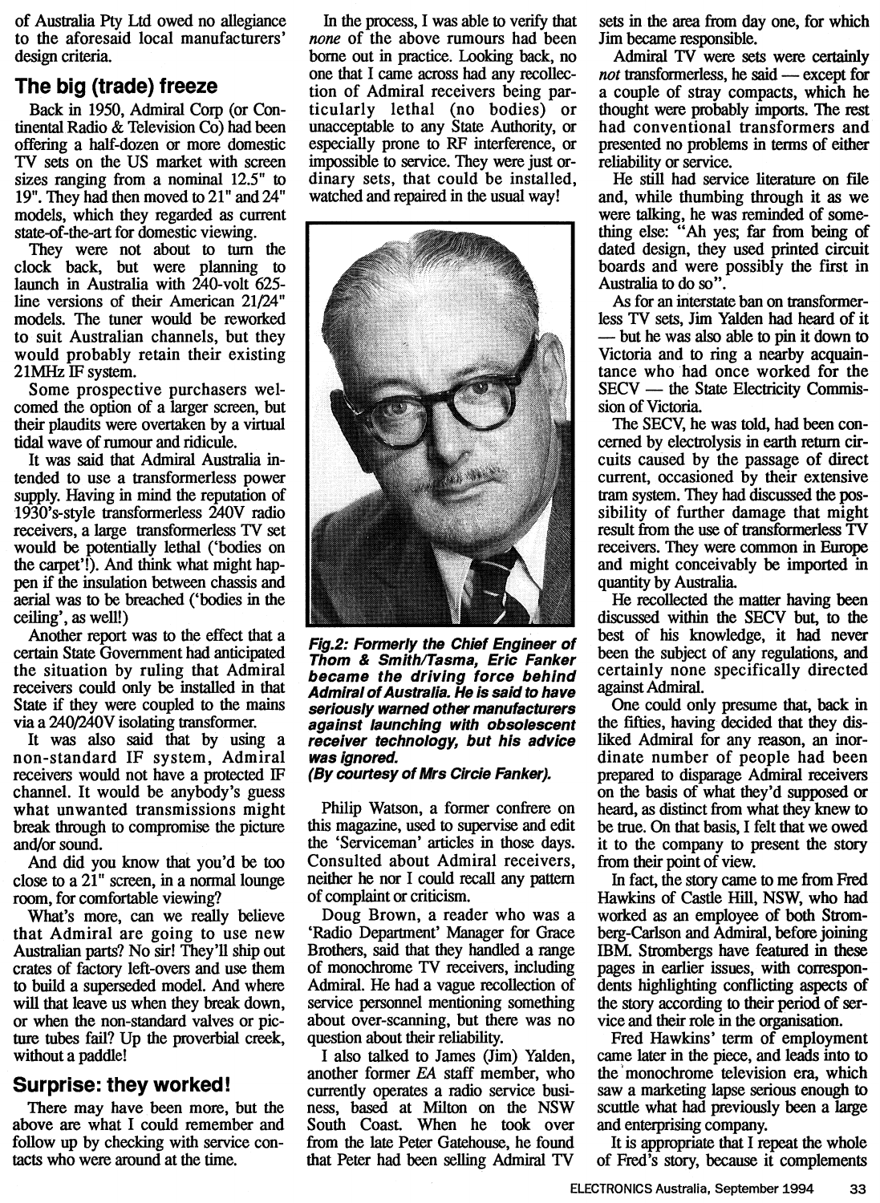of Australia Pty Ltd owed no allegiance to the aforesaid local manufacturers' design criteria.

## The big (trade) freeze

Back in 1950, Admiral Corp (or Continental Radio & Television Co) had been offering a half-dozen or more domestic TV sets on the US market with screen sizes ranging from a nominal 12.5" to 19". They had then moved to 21" and 24" models, which they regarded as current state-of-the-art for domestic viewing.

They were not about to turn the clock back, but were planning to launch in Australia with 240-volt 625-line versions of their American 21/24" models. The tuner would be reworked to suit Australian channels, but they would probably retain their existing 21MHz IF system.

Some prospective purchasers welcomed the option of a larger screen, but their plaudits were overtaken by a virtual tidal wave of rumour and ridicule.

It was said that Admiral Australia intended to use a transformerless power supply. Having in mind the reputation of 1930's-style transformerless 240V radio receivers, a large transformerless TV set would be potentially lethal ('bodies on the carpet'!). And think what might happen if the insulation between chassis and aerial was to be breached ('bodies in the ceiling', as well!)

Another report was to the effect that a certain State Government had anticipated the situation by ruling that Admiral receivers could only be installed in that State if they were coupled to the mains via a 240/240V isolating transformer.

It was also said that by using a non-standard IF system, Admiral receivers would not have a protected IF channel. It would be anybody's guess what unwanted transmissions might break through to compromise the picture and/or sound.

And did you know that you'd be too close to a 21" screen, in a normal lounge room, for comfortable viewing?

What's more, can we really believe that Admiral are going to use new Australian parts? No sir! They'll ship out crates of factory left-overs and use them to build a superseded model. And where will that leave us when they break down, or when the non-standard valves or picture tubes fail? Up the proverbial creek, without a paddle!

## Surprise: they worked!

There may have been more, but the above are what I could remember and follow up by checking with service contacts who were around at the time.

In the process, I was able to verify that *none* of the above rumours had been borne out in practice. Looking back, no one that I came across had any recollection of Admiral receivers being particularly lethal (no bodies) or unacceptable to any State Authority, or especially prone to RF interference, or impossible to service. They were just ordinary sets, that could be installed, watched and repaired in the usual way!

***Fig.2: Formerly the Chief Engineer of Thom & Smith/Tasma, Eric Fanker became the driving force behind Admiral of Australia. He is said to have seriously warned other manufacturers against launching with obsolescent receiver technology, but his advice was ignored. (By courtesy of Mrs Circie Fanker).***

Philip Watson, a former confrere on this magazine, used to supervise and edit the 'Serviceman' articles in those days. Consulted about Admiral receivers, neither he nor I could recall any pattern of complaint or criticism.

Doug Brown, a reader who was a 'Radio Department' Manager for Grace Brothers, said that they handled a range of monochrome TV receivers, including Admiral. He had a vague recollection of service personnel mentioning something about over-scanning, but there was no question about their reliability.

I also talked to James (Jim) Yalden, another former *EA* staff member, who currently operates a radio service business, based at Milton on the NSW South Coast. When he took over from the late Peter Gatehouse, he found that Peter had been selling Admiral TV sets in the area from day one, for which Jim became responsible.

Admiral TV were sets were certainly *not* transformerless, he said — except for a couple of stray compacts, which he thought were probably imports. The rest had conventional transformers and presented no problems in terms of either reliability or service.

He still had service literature on file and, while thumbing through it as we were talking, he was reminded of something else: "Ah yes; far from being of dated design, they used printed circuit boards and were possibly the first in Australia to do so".

As for an interstate ban on transformerless TV sets, Jim Yalden had heard of it — but he was also able to pin it down to Victoria and to ring a nearby acquaintance who had once worked for the SECV — the State Electricity Commission of Victoria.

The SECV, he was told, had been concerned by electrolysis in earth return circuits caused by the passage of direct current, occasioned by their extensive tram system. They had discussed the possibility of further damage that might result from the use of transformerless TV receivers. They were common in Europe and might conceivably be imported in quantity by Australia.

He recollected the matter having been discussed within the SECV but, to the best of his knowledge, it had never been the subject of any regulations, and certainly none specifically directed against Admiral.

One could only presume that, back in the fifties, having decided that they disliked Admiral for any reason, an inordinate number of people had been prepared to disparage Admiral receivers on the basis of what they'd supposed or heard, as distinct from what they knew to be true. On that basis, I felt that we owed it to the company to present the story from their point of view.

In fact, the story came to me from Fred Hawkins of Castle Hill, NSW, who had worked as an employee of both Stromberg-Carlson and Admiral, before joining IBM. Strombergs have featured in these pages in earlier issues, with correspondents highlighting conflicting aspects of the story according to their period of service and their role in the organisation.

Fred Hawkins' term of employment came later in the piece, and leads into to the monochrome television era, which saw a marketing lapse serious enough to scuttle what had previously been a large and enterprising company.

It is appropriate that I repeat the whole of Fred's story, because it complements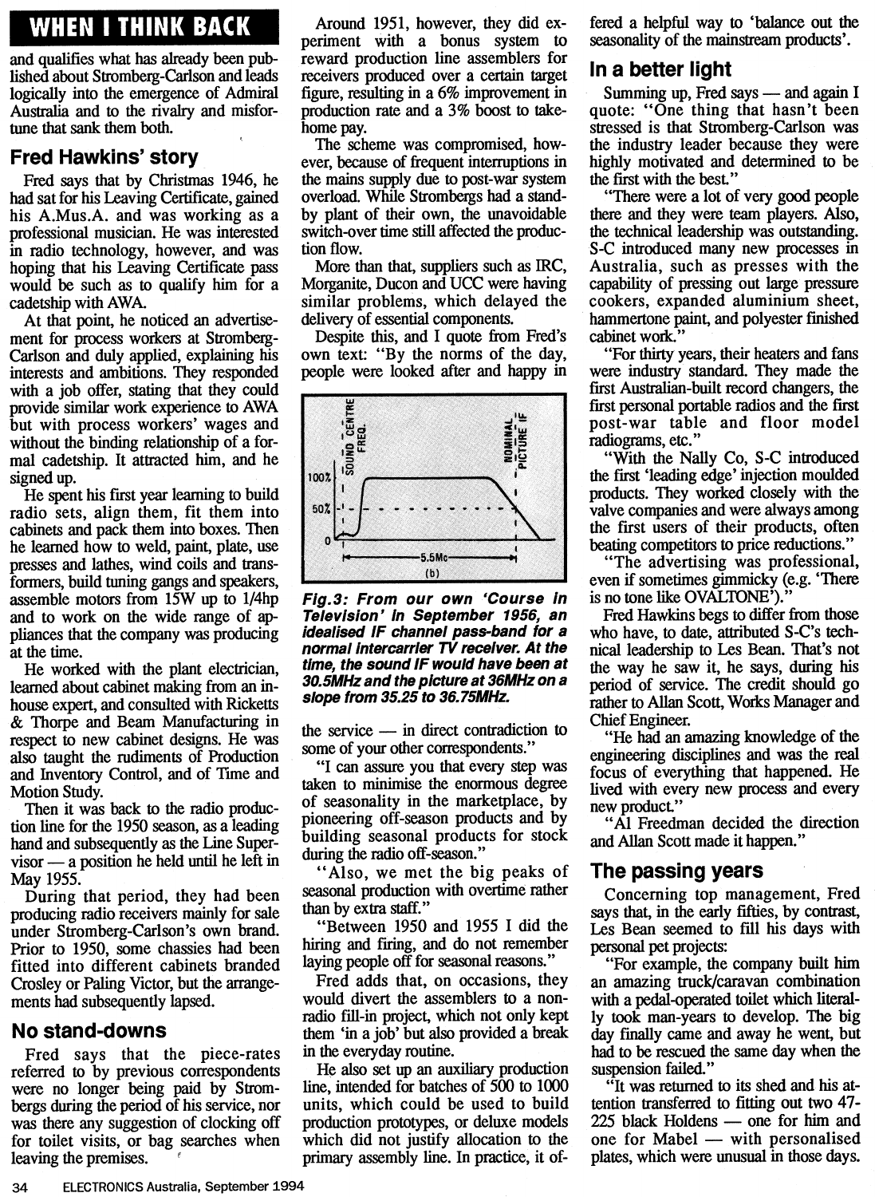and qualifies what has already been published about Stromberg-Carlson and leads logically into the emergence of Admiral Australia and to the rivalry and misfortune that sank them both.

## Fred Hawkins' story

Fred says that by Christmas 1946, he had sat for his Leaving Certificate, gained his A.Mus.A. and was working as a professional musician. He was interested in radio technology, however, and was hoping that his Leaving Certificate pass would be such as to qualify him for a cadetship with AWA.

At that point, he noticed an advertisement for process workers at Stromberg-Carlson and duly applied, explaining his interests and ambitions. They responded with a job offer, stating that they could provide similar work experience to AWA but with process workers' wages and without the binding relationship of a formal cadetship. It attracted him, and he signed up.

He spent his first year learning to build radio sets, align them, fit them into cabinets and pack them into boxes. Then he learned how to weld, paint, plate, use presses and lathes, wind coils and transformers, build tuning gangs and speakers, assemble motors from 15W up to 1/4hp and to work on the wide range of appliances that the company was producing at the time.

He worked with the plant electrician, learned about cabinet making from an in-house expert, and consulted with Ricketts & Thorpe and Beam Manufacturing in respect to new cabinet designs. He was also taught the rudiments of Production and Inventory Control, and of Time and Motion Study.

Then it was back to the radio production line for the 1950 season, as a leading hand and subsequently as the Line Supervisor — a position he held until he left in May 1955.

During that period, they had been producing radio receivers mainly for sale under Stromberg-Carlson's own brand. Prior to 1950, some chassies had been fitted into different cabinets branded Crosley or Paling Victor, but the arrangements had subsequently lapsed.

## No stand-downs

Fred says that the piece-rates referred to by previous correspondents were no longer being paid by Strombergs during the period of his service, nor was there any suggestion of clocking off for toilet visits, or bag searches when leaving the premises.

Around 1951, however, they did experiment with a bonus system to reward production line assemblers for receivers produced over a certain target figure, resulting in a 6% improvement in production rate and a 3% boost to take-home pay.

The scheme was compromised, however, because of frequent interruptions in the mains supply due to post-war system overload. While Strombergs had a stand-by plant of their own, the unavoidable switch-over time still affected the production flow.

More than that, suppliers such as IRC, Morganite, Ducon and UCC were having similar problems, which delayed the delivery of essential components.

Despite this, and I quote from Fred's own text: "By the norms of the day, people were looked after and happy in the service — in direct contradiction to some of your other correspondents."

*Fig.3: From our own 'Course in Television' in September 1956, an idealised IF channel pass-band for a normal intercarrier TV receiver. At the time, the sound IF would have been at 30.5MHz and the picture at 36MHz on a slope from 35.25 to 36.75MHz.*

"I can assure you that every step was taken to minimise the enormous degree of seasonality in the marketplace, by pioneering off-season products and by building seasonal products for stock during the radio off-season."

"Also, we met the big peaks of seasonal production with overtime rather than by extra staff."

"Between 1950 and 1955 I did the hiring and firing, and do not remember laying people off for seasonal reasons."

Fred adds that, on occasions, they would divert the assemblers to a non-radio fill-in project, which not only kept them 'in a job' but also provided a break in the everyday routine.

He also set up an auxiliary production line, intended for batches of 500 to 1000 units, which could be used to build production prototypes, or deluxe models which did not justify allocation to the primary assembly line. In practice, it offered a helpful way to 'balance out the seasonality of the mainstream products'.

## In a better light

Summing up, Fred says — and again I quote: "One thing that hasn't been stressed is that Stromberg-Carlson was the industry leader because they were highly motivated and determined to be the first with the best."

"There were a lot of very good people there and they were team players. Also, the technical leadership was outstanding. S-C introduced many new processes in Australia, such as presses with the capability of pressing out large pressure cookers, expanded aluminium sheet, hammertone paint, and polyester finished cabinet work."

"For thirty years, their heaters and fans were industry standard. They made the first Australian-built record changers, the first personal portable radios and the first post-war table and floor model radiograms, etc."

"With the Nally Co, S-C introduced the first 'leading edge' injection moulded products. They worked closely with the valve companies and were always among the first users of their products, often beating competitors to price reductions."

"The advertising was professional, even if sometimes gimmicky (e.g. 'There is no tone like OVALTONE')."

Fred Hawkins begs to differ from those who have, to date, attributed S-C's technical leadership to Les Bean. That's not the way he saw it, he says, during his period of service. The credit should go rather to Allan Scott, Works Manager and Chief Engineer.

"He had an amazing knowledge of the engineering disciplines and was the real focus of everything that happened. He lived with every new process and every new product."

"Al Freedman decided the direction and Allan Scott made it happen."

## The passing years

Concerning top management, Fred says that, in the early fifties, by contrast, Les Bean seemed to fill his days with personal pet projects:

"For example, the company built him an amazing truck/caravan combination with a pedal-operated toilet which literally took man-years to develop. The big day finally came and away he went, but had to be rescued the same day when the suspension failed."

"It was returned to its shed and his attention transferred to fitting out two 47-225 black Holdens — one for him and one for Mabel — with personalised plates, which were unusual in those days.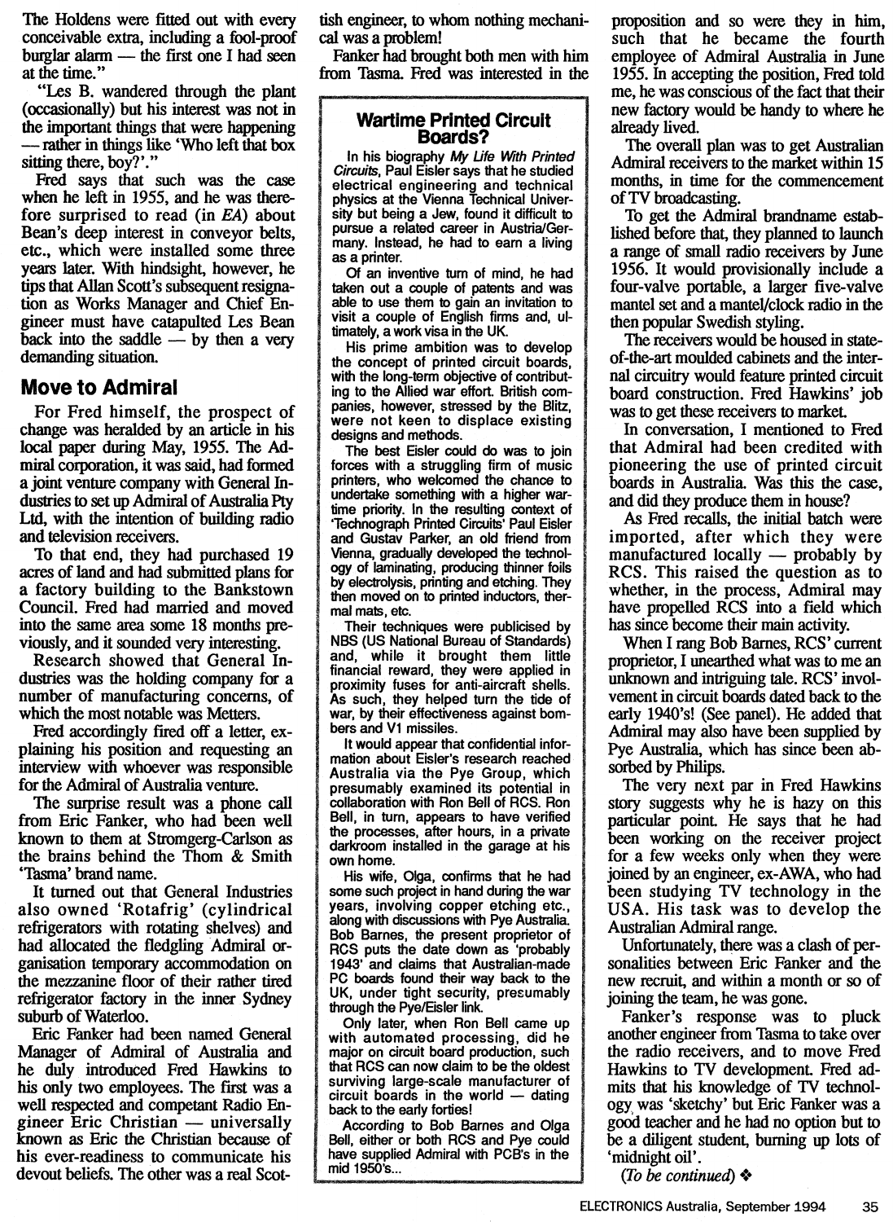The Holdens were fitted out with every conceivable extra, including a fool-proof burglar alarm — the first one I had seen at the time."

"Les B. wandered through the plant (occasionally) but his interest was not in the important things that were happening — rather in things like 'Who left that box sitting there, boy?'."

Fred says that such was the case when he left in 1955, and he was therefore surprised to read (in *EA*) about Bean's deep interest in conveyor belts, etc., which were installed some three years later. With hindsight, however, he tips that Allan Scott's subsequent resignation as Works Manager and Chief Engineer must have catapulted Les Bean back into the saddle — by then a very demanding situation.

## Move to Admiral

For Fred himself, the prospect of change was heralded by an article in his local paper during May, 1955. The Admiral corporation, it was said, had formed a joint venture company with General Industries to set up Admiral of Australia Pty Ltd, with the intention of building radio and television receivers.

To that end, they had purchased 19 acres of land and had submitted plans for a factory building to the Bankstown Council. Fred had married and moved into the same area some 18 months previously, and it sounded very interesting.

Research showed that General Industries was the holding company for a number of manufacturing concerns, of which the most notable was Metters.

Fred accordingly fired off a letter, explaining his position and requesting an interview with whoever was responsible for the Admiral of Australia venture.

The surprise result was a phone call from Eric Fanker, who had been well known to them at Stromgerg-Carlson as the brains behind the Thom & Smith 'Tasma' brand name.

It turned out that General Industries also owned 'Rotafrig' (cylindrical refrigerators with rotating shelves) and had allocated the fledgling Admiral organisation temporary accommodation on the mezzanine floor of their rather tired refrigerator factory in the inner Sydney suburb of Waterloo.

Eric Fanker had been named General Manager of Admiral of Australia and he duly introduced Fred Hawkins to his only two employees. The first was a well respected and competant Radio Engineer Eric Christian — universally known as Eric the Christian because of his ever-readiness to communicate his devout beliefs. The other was a real Scottish engineer, to whom nothing mechanical was a problem!

Fanker had brought both men with him from Tasma. Fred was interested in the proposition and so were they in him, such that he became the fourth employee of Admiral Australia in June 1955. In accepting the position, Fred told me, he was conscious of the fact that their new factory would be handy to where he already lived.

The overall plan was to get Australian Admiral receivers to the market within 15 months, in time for the commencement of TV broadcasting.

To get the Admiral brandname established before that, they planned to launch a range of small radio receivers by June 1956. It would provisionally include a four-valve portable, a larger five-valve mantel set and a mantel/clock radio in the then popular Swedish styling.

The receivers would be housed in state-of-the-art moulded cabinets and the internal circuitry would feature printed circuit board construction. Fred Hawkins' job was to get these receivers to market.

In conversation, I mentioned to Fred that Admiral had been credited with pioneering the use of printed circuit boards in Australia. Was this the case, and did they produce them in house?

As Fred recalls, the initial batch were imported, after which they were manufactured locally — probably by RCS. This raised the question as to whether, in the process, Admiral may have propelled RCS into a field which has since become their main activity.

When I rang Bob Barnes, RCS' current proprietor, I unearthed what was to me an unknown and intriguing tale. RCS' involvement in circuit boards dated back to the early 1940's! (See panel). He added that Admiral may also have been supplied by Pye Australia, which has since been absorbed by Philips.

The very next par in Fred Hawkins story suggests why he is hazy on this particular point. He says that he had been working on the receiver project for a few weeks only when they were joined by an engineer, ex-AWA, who had been studying TV technology in the USA. His task was to develop the Australian Admiral range.

Unfortunately, there was a clash of personalities between Eric Fanker and the new recruit, and within a month or so of joining the team, he was gone.

Fanker's response was to pluck another engineer from Tasma to take over the radio receivers, and to move Fred Hawkins to TV development. Fred admits that his knowledge of TV technology was 'sketchy' but Eric Fanker was a good teacher and he had no option but to be a diligent student, burning up lots of 'midnight oil'.

*(To be continued)* ❖

---

### Wartime Printed Circuit Boards?

In his biography *My Life With Printed Circuits*, Paul Eisler says that he studied electrical engineering and technical physics at the Vienna Technical University but being a Jew, found it difficult to pursue a related career in Austria/Germany. Instead, he had to earn a living as a printer.

Of an inventive turn of mind, he had taken out a couple of patents and was able to use them to gain an invitation to visit a couple of English firms and, ultimately, a work visa in the UK.

His prime ambition was to develop the concept of printed circuit boards, with the long-term objective of contributing to the Allied war effort. British companies, however, stressed by the Blitz, were not keen to displace existing designs and methods.

The best Eisler could do was to join forces with a struggling firm of music printers, who welcomed the chance to undertake something with a higher wartime priority. In the resulting context of 'Technograph Printed Circuits' Paul Eisler and Gustav Parker, an old friend from Vienna, gradually developed the technology of laminating, producing thinner foils by electrolysis, printing and etching. They then moved on to printed inductors, thermal mats, etc.

Their techniques were publicised by NBS (US National Bureau of Standards) and, while it brought them little financial reward, they were applied in proximity fuses for anti-aircraft shells. As such, they helped turn the tide of war, by their effectiveness against bombers and V1 missiles.

It would appear that confidential information about Eisler's research reached Australia via the Pye Group, which presumably examined its potential in collaboration with Ron Bell of RCS. Ron Bell, in turn, appears to have verified the processes, after hours, in a private darkroom installed in the garage at his own home.

His wife, Olga, confirms that he had some such project in hand during the war years, involving copper etching etc., along with discussions with Pye Australia. Bob Barnes, the present proprietor of RCS puts the date down as 'probably 1943' and claims that Australian-made PC boards found their way back to the UK, under tight security, presumably through the Pye/Eisler link.

Only later, when Ron Bell came up with automated processing, did he major on circuit board production, such that RCS can now claim to be the oldest surviving large-scale manufacturer of circuit boards in the world — dating back to the early forties!

According to Bob Barnes and Olga Bell, either or both RCS and Pye could have supplied Admiral with PCB's in the mid 1950's...